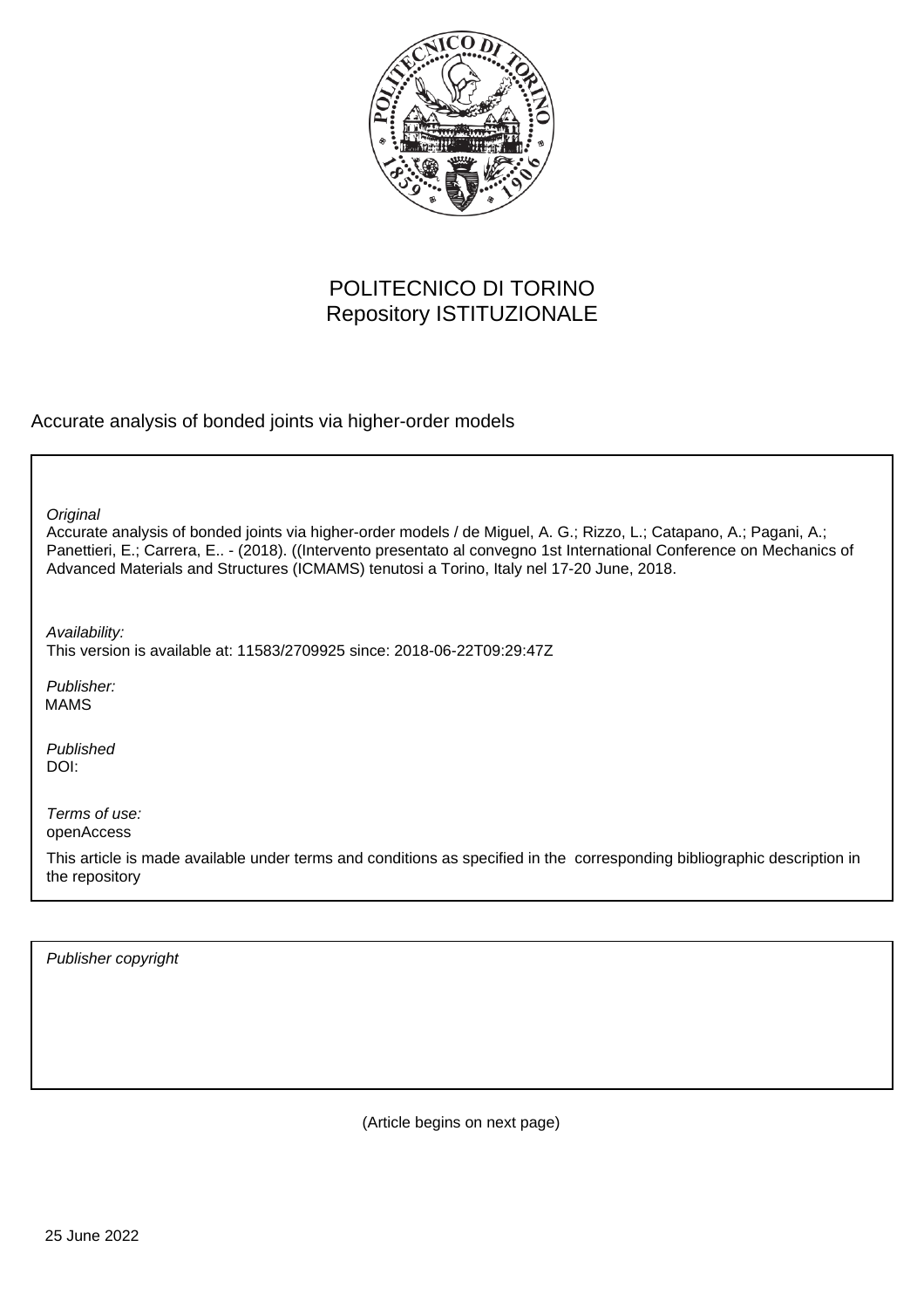POLITECNICO DI TORINO
Repository ISTITUZIONALE

Accurate analysis of bonded joints via higher-order models

*Original*
Accurate analysis of bonded joints via higher-order models / de Miguel, A. G.; Rizzo, L.; Catapano, A.; Pagani, A.; Panettieri, E.; Carrera, E.. - (2018). ((Intervento presentato al convegno 1st International Conference on Mechanics of Advanced Materials and Structures (ICMAMS) tenutosi a Torino, Italy nel 17-20 June, 2018.

*Availability:*
This version is available at: 11583/2709925 since: 2018-06-22T09:29:47Z

*Publisher:*
MAMS

*Published*
DOI:

*Terms of use:*
openAccess

This article is made available under terms and conditions as specified in the corresponding bibliographic description in the repository

*Publisher copyright*

(Article begins on next page)

25 June 2022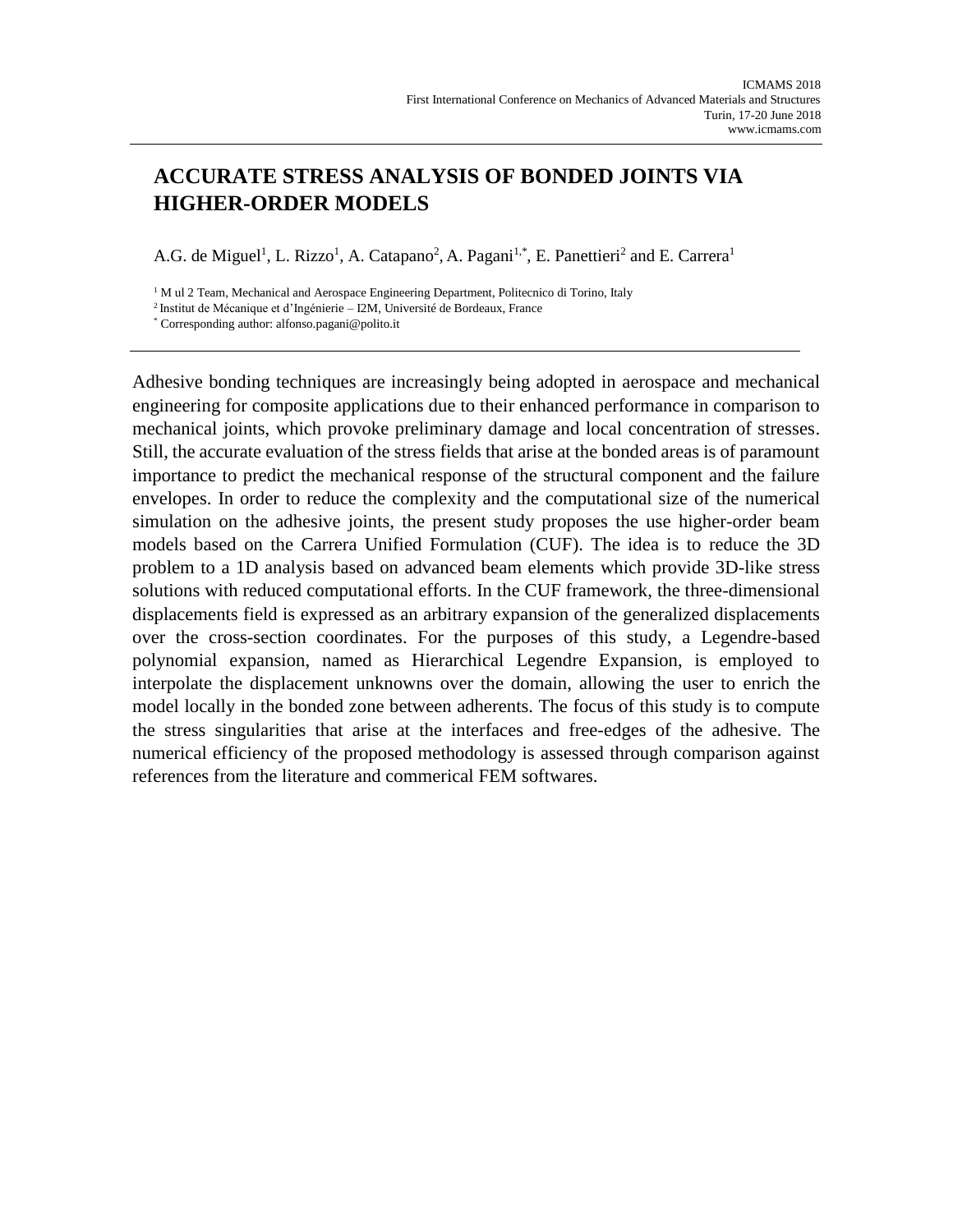# ACCURATE STRESS ANALYSIS OF BONDED JOINTS VIA HIGHER-ORDER MODELS

A.G. de Miguel[1], L. Rizzo[1], A. Catapano[2], A. Pagani[1,*], E. Panettieri[2] and E. Carrera[1]

[1] M ul 2 Team, Mechanical and Aerospace Engineering Department, Politecnico di Torino, Italy
[2] Institut de Mécanique et d'Ingénierie – I2M, Université de Bordeaux, France
[*] Corresponding author: alfonso.pagani@polito.it

---

Adhesive bonding techniques are increasingly being adopted in aerospace and mechanical engineering for composite applications due to their enhanced performance in comparison to mechanical joints, which provoke preliminary damage and local concentration of stresses. Still, the accurate evaluation of the stress fields that arise at the bonded areas is of paramount importance to predict the mechanical response of the structural component and the failure envelopes. In order to reduce the complexity and the computational size of the numerical simulation on the adhesive joints, the present study proposes the use higher-order beam models based on the Carrera Unified Formulation (CUF). The idea is to reduce the 3D problem to a 1D analysis based on advanced beam elements which provide 3D-like stress solutions with reduced computational efforts. In the CUF framework, the three-dimensional displacements field is expressed as an arbitrary expansion of the generalized displacements over the cross-section coordinates. For the purposes of this study, a Legendre-based polynomial expansion, named as Hierarchical Legendre Expansion, is employed to interpolate the displacement unknowns over the domain, allowing the user to enrich the model locally in the bonded zone between adherents. The focus of this study is to compute the stress singularities that arise at the interfaces and free-edges of the adhesive. The numerical efficiency of the proposed methodology is assessed through comparison against references from the literature and commerical FEM softwares.